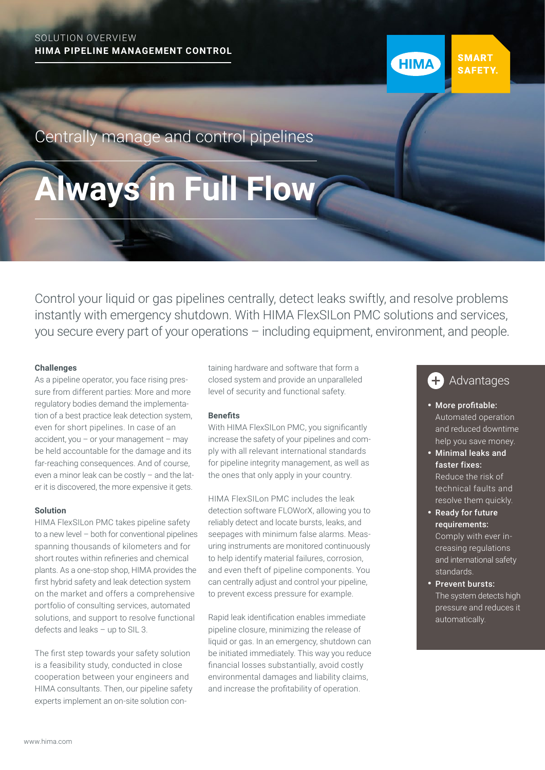SOLUTION OVERVIEW
**HIMA PIPELINE MANAGEMENT CONTROL**

HIMA SMART SAFETY.

Centrally manage and control pipelines

# Always in Full Flow

Control your liquid or gas pipelines centrally, detect leaks swiftly, and resolve problems instantly with emergency shutdown. With HIMA FlexSILon PMC solutions and services, you secure every part of your operations – including equipment, environment, and people.

### Challenges

As a pipeline operator, you face rising pressure from different parties: More and more regulatory bodies demand the implementation of a best practice leak detection system, even for short pipelines. In case of an accident, you – or your management – may be held accountable for the damage and its far-reaching consequences. And of course, even a minor leak can be costly – and the later it is discovered, the more expensive it gets.

### Solution

HIMA FlexSILon PMC takes pipeline safety to a new level – both for conventional pipelines spanning thousands of kilometers and for short routes within refineries and chemical plants. As a one-stop shop, HIMA provides the first hybrid safety and leak detection system on the market and offers a comprehensive portfolio of consulting services, automated solutions, and support to resolve functional defects and leaks – up to SIL 3.

The first step towards your safety solution is a feasibility study, conducted in close cooperation between your engineers and HIMA consultants. Then, our pipeline safety experts implement an on-site solution containing hardware and software that form a closed system and provide an unparalleled level of security and functional safety.

### Benefits

With HIMA FlexSILon PMC, you significantly increase the safety of your pipelines and comply with all relevant international standards for pipeline integrity management, as well as the ones that only apply in your country.

HIMA FlexSILon PMC includes the leak detection software FLOWorX, allowing you to reliably detect and locate bursts, leaks, and seepages with minimum false alarms. Measuring instruments are monitored continuously to help identify material failures, corrosion, and even theft of pipeline components. You can centrally adjust and control your pipeline, to prevent excess pressure for example.

Rapid leak identification enables immediate pipeline closure, minimizing the release of liquid or gas. In an emergency, shutdown can be initiated immediately. This way you reduce financial losses substantially, avoid costly environmental damages and liability claims, and increase the profitability of operation.

### Advantages

- **More profitable:** Automated operation and reduced downtime help you save money.
- **Minimal leaks and faster fixes:** Reduce the risk of technical faults and resolve them quickly.
- **Ready for future requirements:** Comply with ever increasing regulations and international safety standards.
- **Prevent bursts:** The system detects high pressure and reduces it automatically.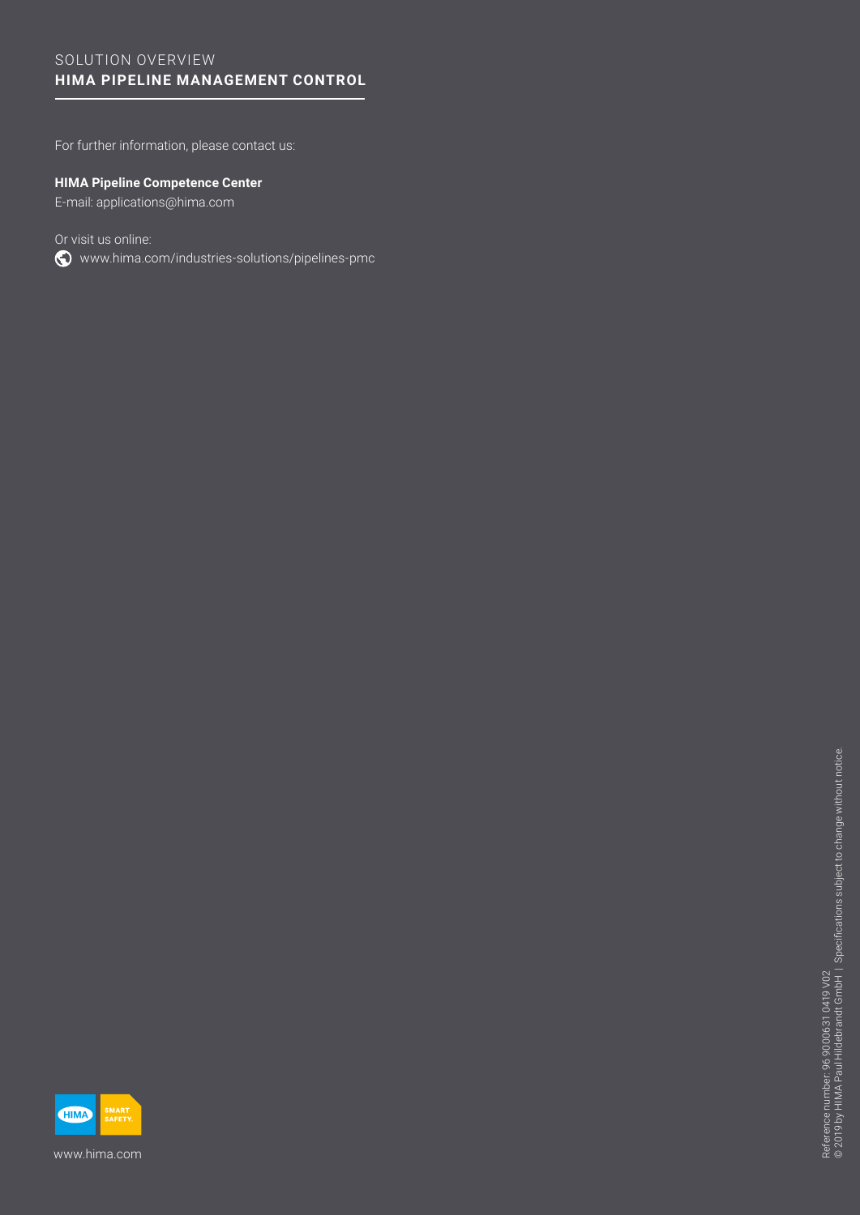SOLUTION OVERVIEW

**HIMA PIPELINE MANAGEMENT CONTROL**

For further information, please contact us:

**HIMA Pipeline Competence Center**
E-mail: applications@hima.com

Or visit us online:
www.hima.com/industries-solutions/pipelines-pmc

HIMA SMART SAFETY.

www.hima.com

Reference number: 96 9000631 0419 V02
© 2019 by HIMA Paul Hildebrandt GmbH | Specifications subject to change without notice.